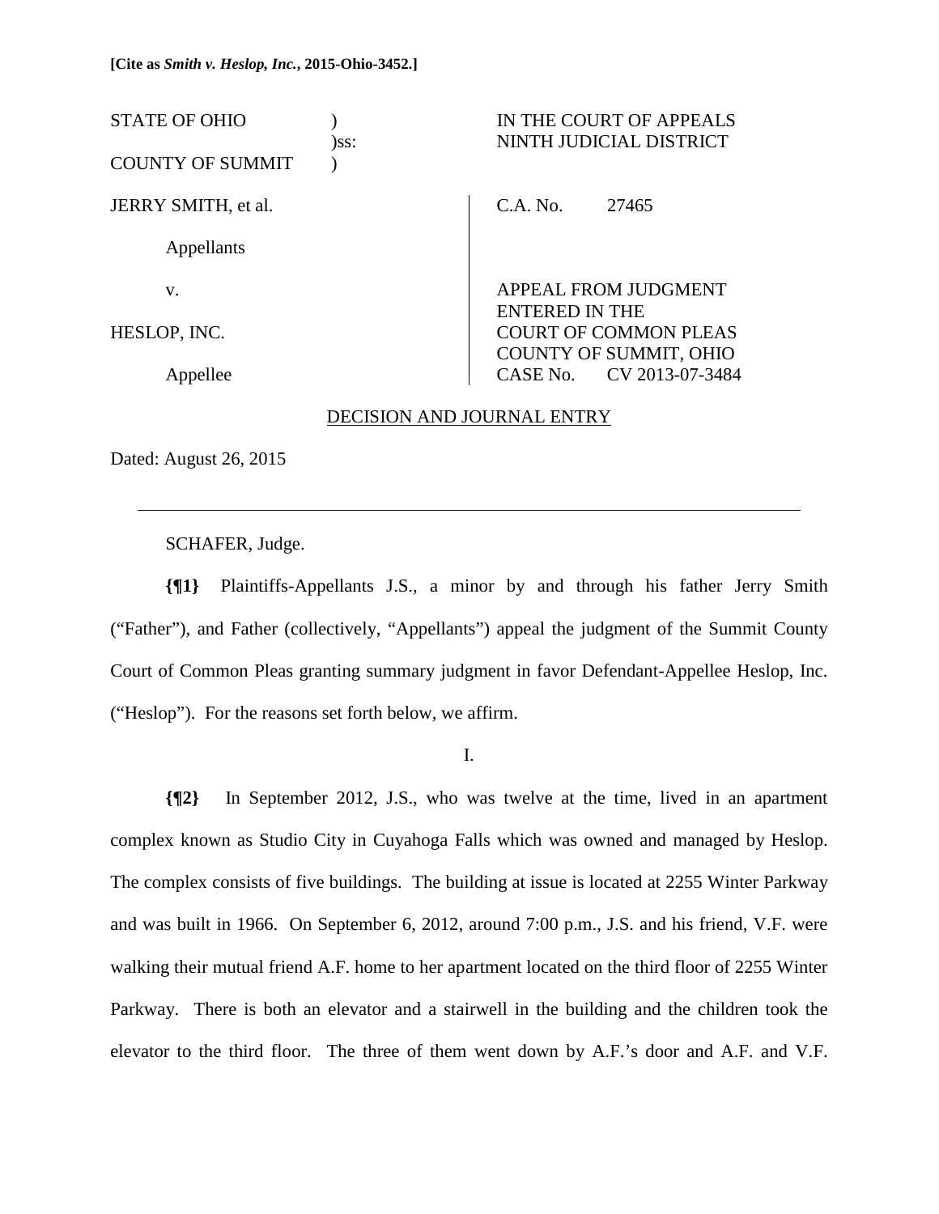**[Cite as *Smith v. Heslop, Inc.*, 2015-Ohio-3452.]**

| | | |
|---|---|---|
| STATE OF OHIO<br>COUNTY OF SUMMIT | )<br>)ss:<br>) | IN THE COURT OF APPEALS<br>NINTH JUDICIAL DISTRICT |
| JERRY SMITH, et al.<br><br>Appellants<br><br>v.<br><br>HESLOP, INC.<br><br>Appellee | | C.A. No. 27465<br><br>APPEAL FROM JUDGMENT<br>ENTERED IN THE<br>COURT OF COMMON PLEAS<br>COUNTY OF SUMMIT, OHIO<br>CASE No. CV 2013-07-3484 |

DECISION AND JOURNAL ENTRY

Dated: August 26, 2015

---

SCHAFER, Judge.

**{¶1}** Plaintiffs-Appellants J.S., a minor by and through his father Jerry Smith ("Father"), and Father (collectively, "Appellants") appeal the judgment of the Summit County Court of Common Pleas granting summary judgment in favor Defendant-Appellee Heslop, Inc. ("Heslop"). For the reasons set forth below, we affirm.

I.

**{¶2}** In September 2012, J.S., who was twelve at the time, lived in an apartment complex known as Studio City in Cuyahoga Falls which was owned and managed by Heslop. The complex consists of five buildings. The building at issue is located at 2255 Winter Parkway and was built in 1966. On September 6, 2012, around 7:00 p.m., J.S. and his friend, V.F. were walking their mutual friend A.F. home to her apartment located on the third floor of 2255 Winter Parkway. There is both an elevator and a stairwell in the building and the children took the elevator to the third floor. The three of them went down by A.F.'s door and A.F. and V.F.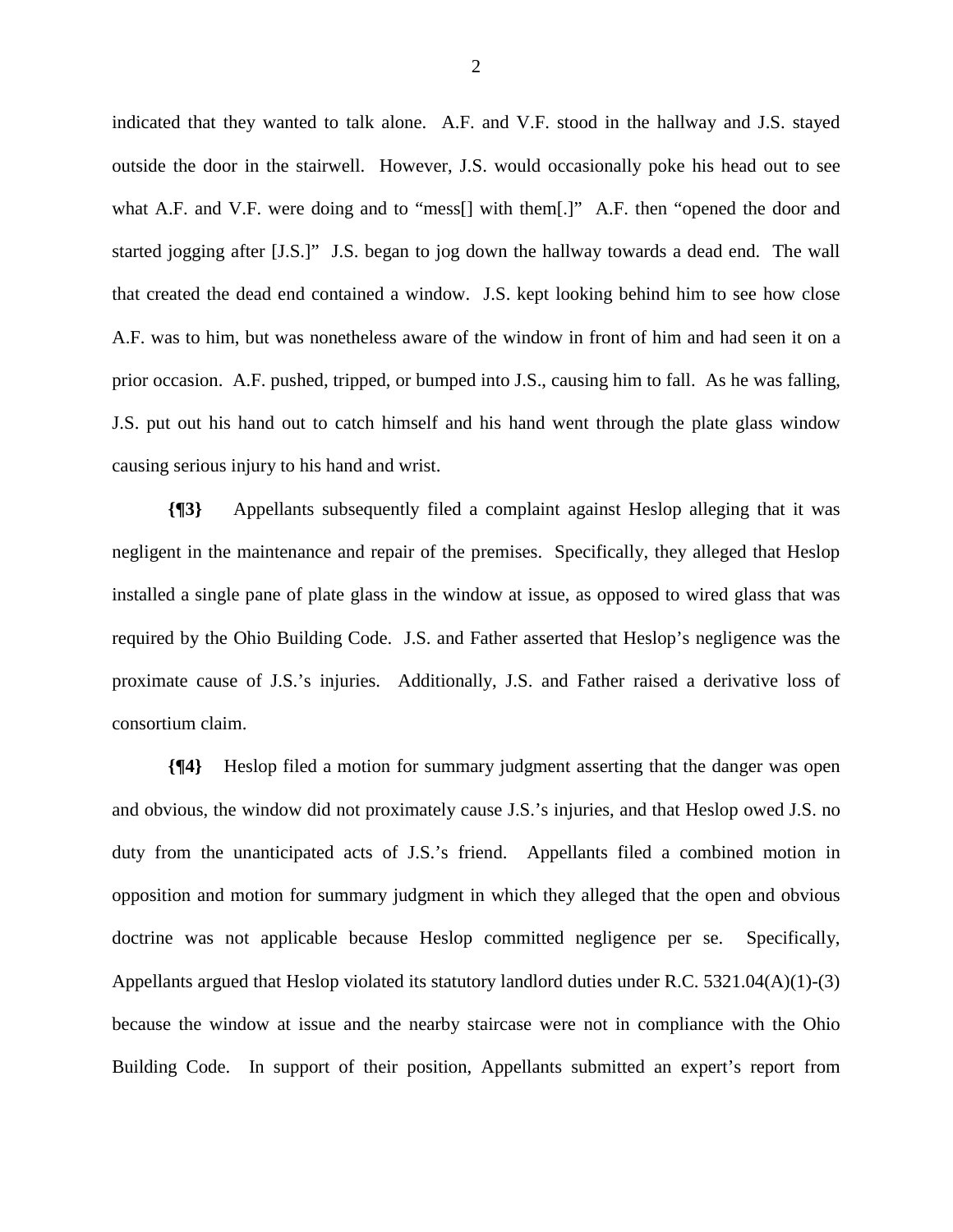indicated that they wanted to talk alone. A.F. and V.F. stood in the hallway and J.S. stayed outside the door in the stairwell. However, J.S. would occasionally poke his head out to see what A.F. and V.F. were doing and to "mess[] with them[.]" A.F. then "opened the door and started jogging after [J.S.]" J.S. began to jog down the hallway towards a dead end. The wall that created the dead end contained a window. J.S. kept looking behind him to see how close A.F. was to him, but was nonetheless aware of the window in front of him and had seen it on a prior occasion. A.F. pushed, tripped, or bumped into J.S., causing him to fall. As he was falling, J.S. put out his hand out to catch himself and his hand went through the plate glass window causing serious injury to his hand and wrist.

**{¶3}** Appellants subsequently filed a complaint against Heslop alleging that it was negligent in the maintenance and repair of the premises. Specifically, they alleged that Heslop installed a single pane of plate glass in the window at issue, as opposed to wired glass that was required by the Ohio Building Code. J.S. and Father asserted that Heslop's negligence was the proximate cause of J.S.'s injuries. Additionally, J.S. and Father raised a derivative loss of consortium claim.

**{¶4}** Heslop filed a motion for summary judgment asserting that the danger was open and obvious, the window did not proximately cause J.S.'s injuries, and that Heslop owed J.S. no duty from the unanticipated acts of J.S.'s friend. Appellants filed a combined motion in opposition and motion for summary judgment in which they alleged that the open and obvious doctrine was not applicable because Heslop committed negligence per se. Specifically, Appellants argued that Heslop violated its statutory landlord duties under R.C. 5321.04(A)(1)-(3) because the window at issue and the nearby staircase were not in compliance with the Ohio Building Code. In support of their position, Appellants submitted an expert's report from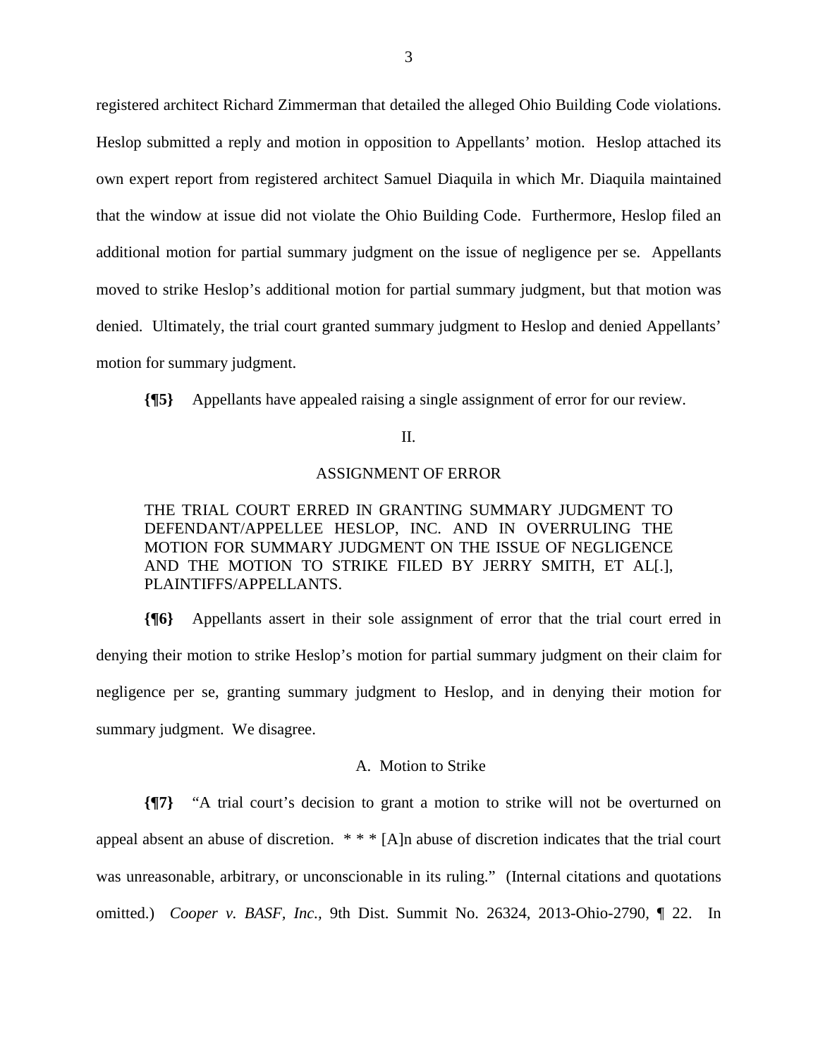registered architect Richard Zimmerman that detailed the alleged Ohio Building Code violations. Heslop submitted a reply and motion in opposition to Appellants' motion. Heslop attached its own expert report from registered architect Samuel Diaquila in which Mr. Diaquila maintained that the window at issue did not violate the Ohio Building Code. Furthermore, Heslop filed an additional motion for partial summary judgment on the issue of negligence per se. Appellants moved to strike Heslop's additional motion for partial summary judgment, but that motion was denied. Ultimately, the trial court granted summary judgment to Heslop and denied Appellants' motion for summary judgment.

**{¶5}** Appellants have appealed raising a single assignment of error for our review.

II.

ASSIGNMENT OF ERROR

THE TRIAL COURT ERRED IN GRANTING SUMMARY JUDGMENT TO DEFENDANT/APPELLEE HESLOP, INC. AND IN OVERRULING THE MOTION FOR SUMMARY JUDGMENT ON THE ISSUE OF NEGLIGENCE AND THE MOTION TO STRIKE FILED BY JERRY SMITH, ET AL[.], PLAINTIFFS/APPELLANTS.

**{¶6}** Appellants assert in their sole assignment of error that the trial court erred in denying their motion to strike Heslop's motion for partial summary judgment on their claim for negligence per se, granting summary judgment to Heslop, and in denying their motion for summary judgment. We disagree.

A. Motion to Strike

**{¶7}** "A trial court's decision to grant a motion to strike will not be overturned on appeal absent an abuse of discretion. * * * [A]n abuse of discretion indicates that the trial court was unreasonable, arbitrary, or unconscionable in its ruling." (Internal citations and quotations omitted.) *Cooper v. BASF, Inc.*, 9th Dist. Summit No. 26324, 2013-Ohio-2790, ¶ 22. In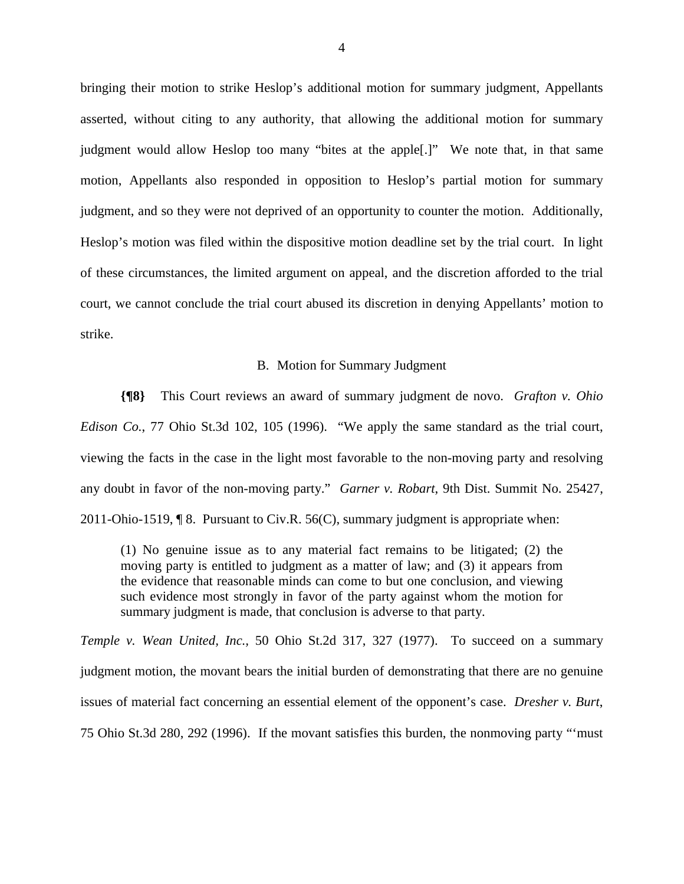bringing their motion to strike Heslop's additional motion for summary judgment, Appellants asserted, without citing to any authority, that allowing the additional motion for summary judgment would allow Heslop too many "bites at the apple[.]" We note that, in that same motion, Appellants also responded in opposition to Heslop's partial motion for summary judgment, and so they were not deprived of an opportunity to counter the motion. Additionally, Heslop's motion was filed within the dispositive motion deadline set by the trial court. In light of these circumstances, the limited argument on appeal, and the discretion afforded to the trial court, we cannot conclude the trial court abused its discretion in denying Appellants' motion to strike.

B. Motion for Summary Judgment

**{¶8}** This Court reviews an award of summary judgment de novo. *Grafton v. Ohio Edison Co.*, 77 Ohio St.3d 102, 105 (1996). "We apply the same standard as the trial court, viewing the facts in the case in the light most favorable to the non-moving party and resolving any doubt in favor of the non-moving party." *Garner v. Robart*, 9th Dist. Summit No. 25427, 2011-Ohio-1519, ¶ 8. Pursuant to Civ.R. 56(C), summary judgment is appropriate when:

> (1) No genuine issue as to any material fact remains to be litigated; (2) the moving party is entitled to judgment as a matter of law; and (3) it appears from the evidence that reasonable minds can come to but one conclusion, and viewing such evidence most strongly in favor of the party against whom the motion for summary judgment is made, that conclusion is adverse to that party.

*Temple v. Wean United, Inc.*, 50 Ohio St.2d 317, 327 (1977). To succeed on a summary judgment motion, the movant bears the initial burden of demonstrating that there are no genuine issues of material fact concerning an essential element of the opponent's case. *Dresher v. Burt*, 75 Ohio St.3d 280, 292 (1996). If the movant satisfies this burden, the nonmoving party "'must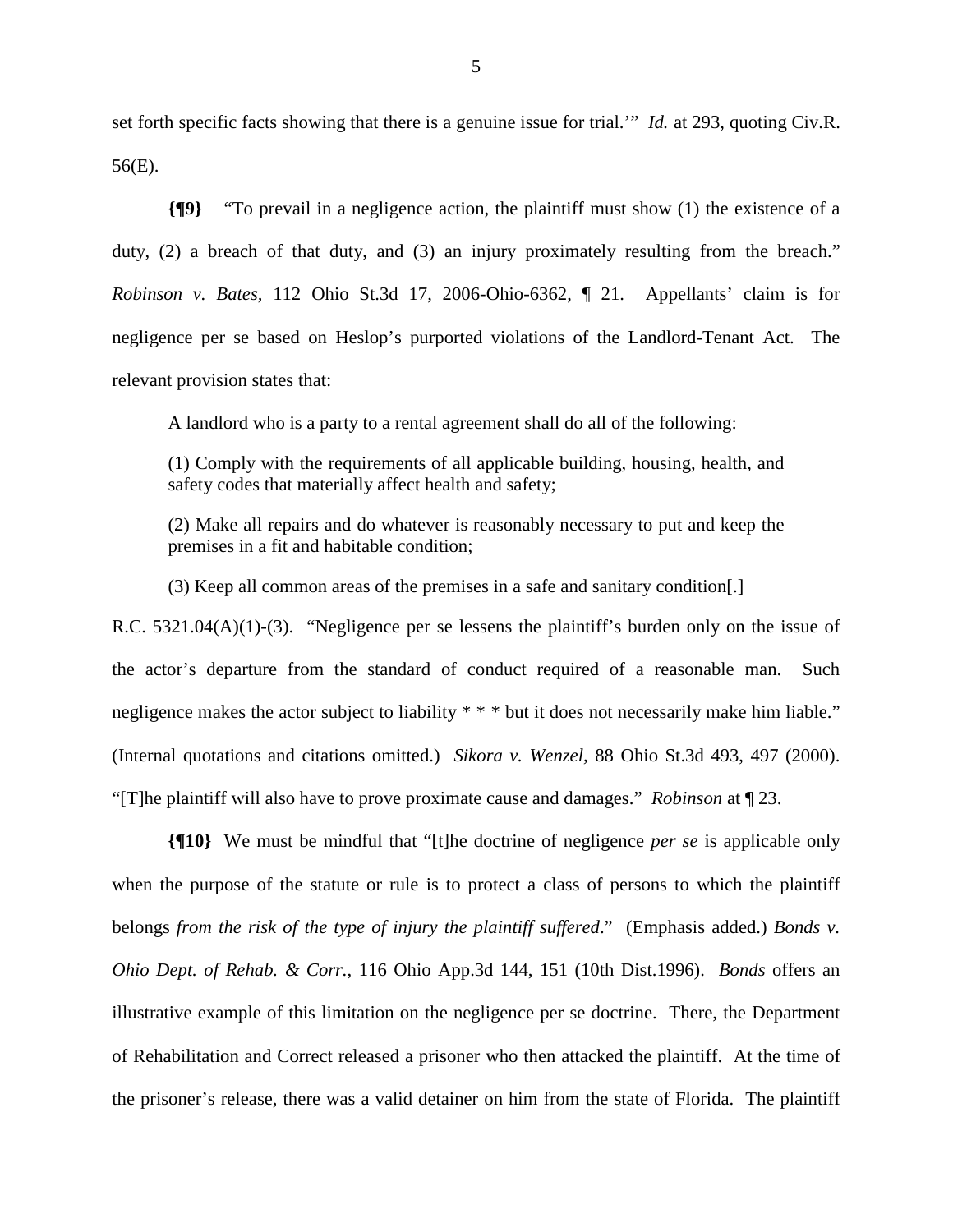set forth specific facts showing that there is a genuine issue for trial.'" *Id.* at 293, quoting Civ.R. 56(E).

**{¶9}** "To prevail in a negligence action, the plaintiff must show (1) the existence of a duty, (2) a breach of that duty, and (3) an injury proximately resulting from the breach." *Robinson v. Bates*, 112 Ohio St.3d 17, 2006-Ohio-6362, ¶ 21. Appellants' claim is for negligence per se based on Heslop's purported violations of the Landlord-Tenant Act. The relevant provision states that:

> A landlord who is a party to a rental agreement shall do all of the following:
>
> (1) Comply with the requirements of all applicable building, housing, health, and safety codes that materially affect health and safety;
>
> (2) Make all repairs and do whatever is reasonably necessary to put and keep the premises in a fit and habitable condition;
>
> (3) Keep all common areas of the premises in a safe and sanitary condition[.]

R.C. 5321.04(A)(1)-(3). "Negligence per se lessens the plaintiff's burden only on the issue of the actor's departure from the standard of conduct required of a reasonable man. Such negligence makes the actor subject to liability * * * but it does not necessarily make him liable." (Internal quotations and citations omitted.) *Sikora v. Wenzel*, 88 Ohio St.3d 493, 497 (2000). "[T]he plaintiff will also have to prove proximate cause and damages." *Robinson* at ¶ 23.

**{¶10}** We must be mindful that "[t]he doctrine of negligence *per se* is applicable only when the purpose of the statute or rule is to protect a class of persons to which the plaintiff belongs *from the risk of the type of injury the plaintiff suffered*." (Emphasis added.) *Bonds v. Ohio Dept. of Rehab. & Corr.*, 116 Ohio App.3d 144, 151 (10th Dist.1996). *Bonds* offers an illustrative example of this limitation on the negligence per se doctrine. There, the Department of Rehabilitation and Correct released a prisoner who then attacked the plaintiff. At the time of the prisoner's release, there was a valid detainer on him from the state of Florida. The plaintiff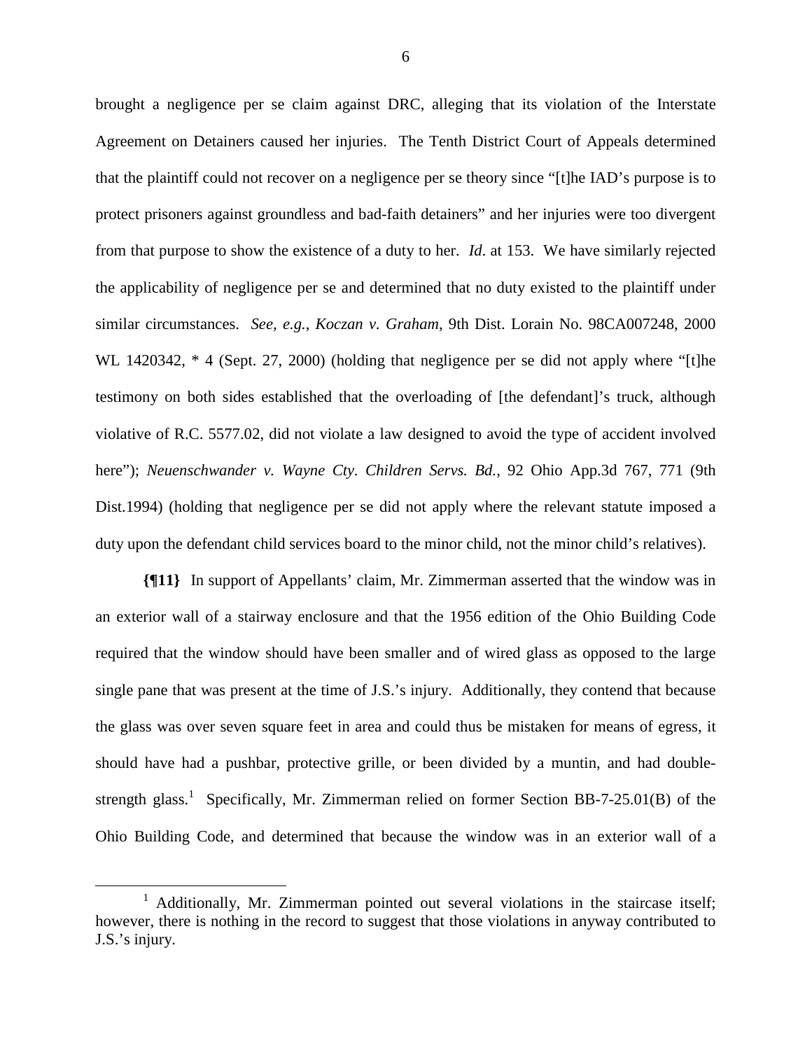brought a negligence per se claim against DRC, alleging that its violation of the Interstate Agreement on Detainers caused her injuries. The Tenth District Court of Appeals determined that the plaintiff could not recover on a negligence per se theory since "[t]he IAD's purpose is to protect prisoners against groundless and bad-faith detainers" and her injuries were too divergent from that purpose to show the existence of a duty to her. *Id.* at 153. We have similarly rejected the applicability of negligence per se and determined that no duty existed to the plaintiff under similar circumstances. *See, e.g.*, *Koczan v. Graham*, 9th Dist. Lorain No. 98CA007248, 2000 WL 1420342, * 4 (Sept. 27, 2000) (holding that negligence per se did not apply where "[t]he testimony on both sides established that the overloading of [the defendant]'s truck, although violative of R.C. 5577.02, did not violate a law designed to avoid the type of accident involved here"); *Neuenschwander v. Wayne Cty. Children Servs. Bd.*, 92 Ohio App.3d 767, 771 (9th Dist.1994) (holding that negligence per se did not apply where the relevant statute imposed a duty upon the defendant child services board to the minor child, not the minor child's relatives).

**{¶11}** In support of Appellants' claim, Mr. Zimmerman asserted that the window was in an exterior wall of a stairway enclosure and that the 1956 edition of the Ohio Building Code required that the window should have been smaller and of wired glass as opposed to the large single pane that was present at the time of J.S.'s injury. Additionally, they contend that because the glass was over seven square feet in area and could thus be mistaken for means of egress, it should have had a pushbar, protective grille, or been divided by a muntin, and had double-strength glass.[1] Specifically, Mr. Zimmerman relied on former Section BB-7-25.01(B) of the Ohio Building Code, and determined that because the window was in an exterior wall of a

[1] Additionally, Mr. Zimmerman pointed out several violations in the staircase itself; however, there is nothing in the record to suggest that those violations in anyway contributed to J.S.'s injury.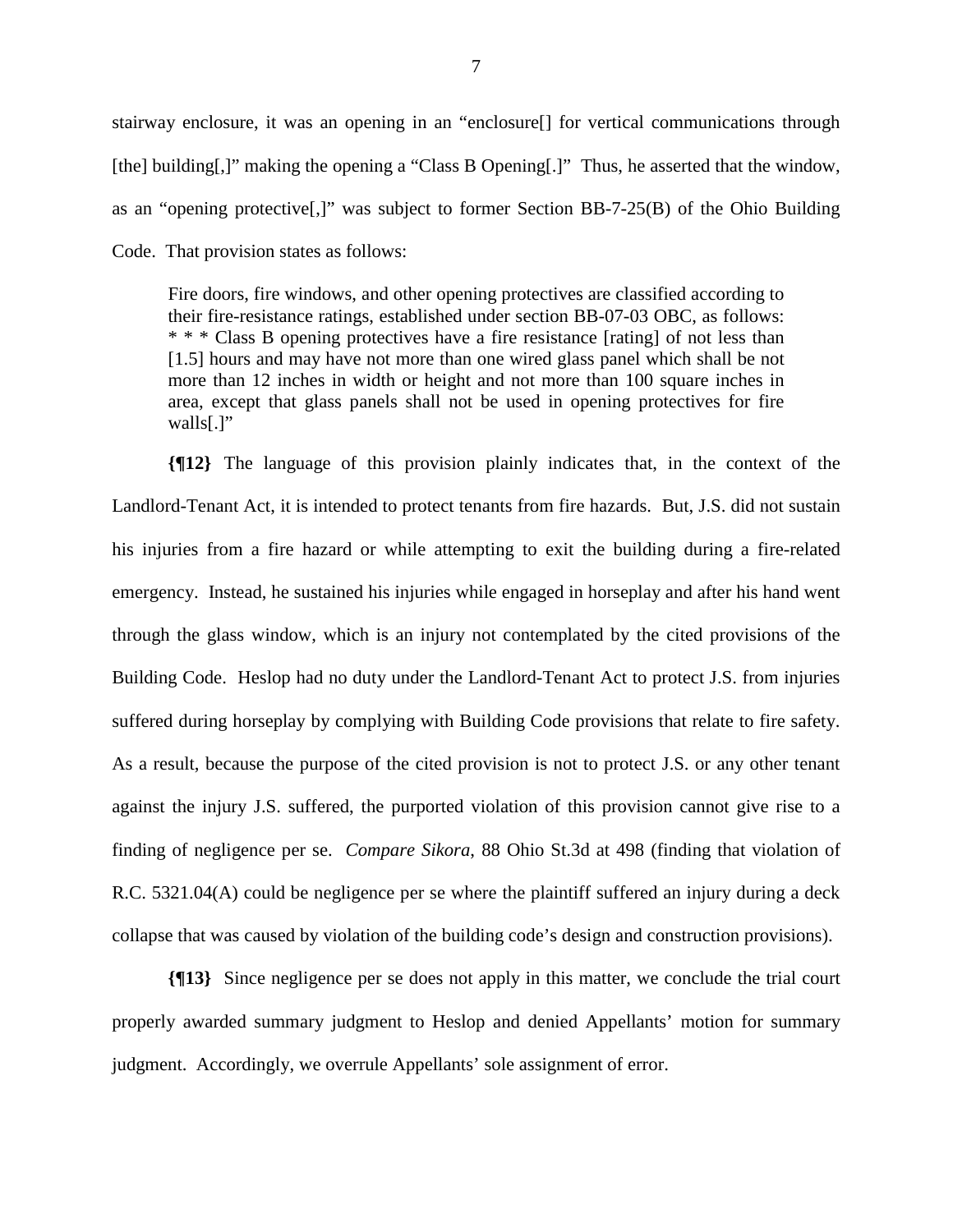stairway enclosure, it was an opening in an "enclosure[] for vertical communications through [the] building[,]" making the opening a "Class B Opening[.]" Thus, he asserted that the window, as an "opening protective[,]" was subject to former Section BB-7-25(B) of the Ohio Building Code. That provision states as follows:

> Fire doors, fire windows, and other opening protectives are classified according to their fire-resistance ratings, established under section BB-07-03 OBC, as follows: * * * Class B opening protectives have a fire resistance [rating] of not less than [1.5] hours and may have not more than one wired glass panel which shall be not more than 12 inches in width or height and not more than 100 square inches in area, except that glass panels shall not be used in opening protectives for fire walls[.]"

**{¶12}** The language of this provision plainly indicates that, in the context of the Landlord-Tenant Act, it is intended to protect tenants from fire hazards. But, J.S. did not sustain his injuries from a fire hazard or while attempting to exit the building during a fire-related emergency. Instead, he sustained his injuries while engaged in horseplay and after his hand went through the glass window, which is an injury not contemplated by the cited provisions of the Building Code. Heslop had no duty under the Landlord-Tenant Act to protect J.S. from injuries suffered during horseplay by complying with Building Code provisions that relate to fire safety. As a result, because the purpose of the cited provision is not to protect J.S. or any other tenant against the injury J.S. suffered, the purported violation of this provision cannot give rise to a finding of negligence per se. *Compare Sikora*, 88 Ohio St.3d at 498 (finding that violation of R.C. 5321.04(A) could be negligence per se where the plaintiff suffered an injury during a deck collapse that was caused by violation of the building code's design and construction provisions).

**{¶13}** Since negligence per se does not apply in this matter, we conclude the trial court properly awarded summary judgment to Heslop and denied Appellants' motion for summary judgment. Accordingly, we overrule Appellants' sole assignment of error.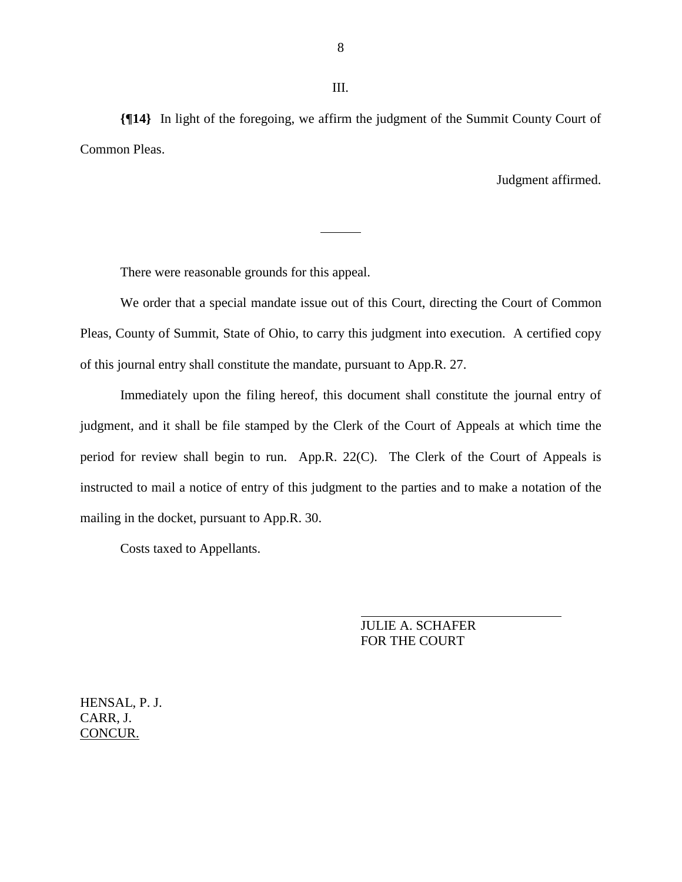III.

**{¶14}** In light of the foregoing, we affirm the judgment of the Summit County Court of Common Pleas.

Judgment affirmed.

---

There were reasonable grounds for this appeal.

We order that a special mandate issue out of this Court, directing the Court of Common Pleas, County of Summit, State of Ohio, to carry this judgment into execution. A certified copy of this journal entry shall constitute the mandate, pursuant to App.R. 27.

Immediately upon the filing hereof, this document shall constitute the journal entry of judgment, and it shall be file stamped by the Clerk of the Court of Appeals at which time the period for review shall begin to run. App.R. 22(C). The Clerk of the Court of Appeals is instructed to mail a notice of entry of this judgment to the parties and to make a notation of the mailing in the docket, pursuant to App.R. 30.

Costs taxed to Appellants.

JULIE A. SCHAFER
FOR THE COURT

HENSAL, P. J.
CARR, J.
CONCUR.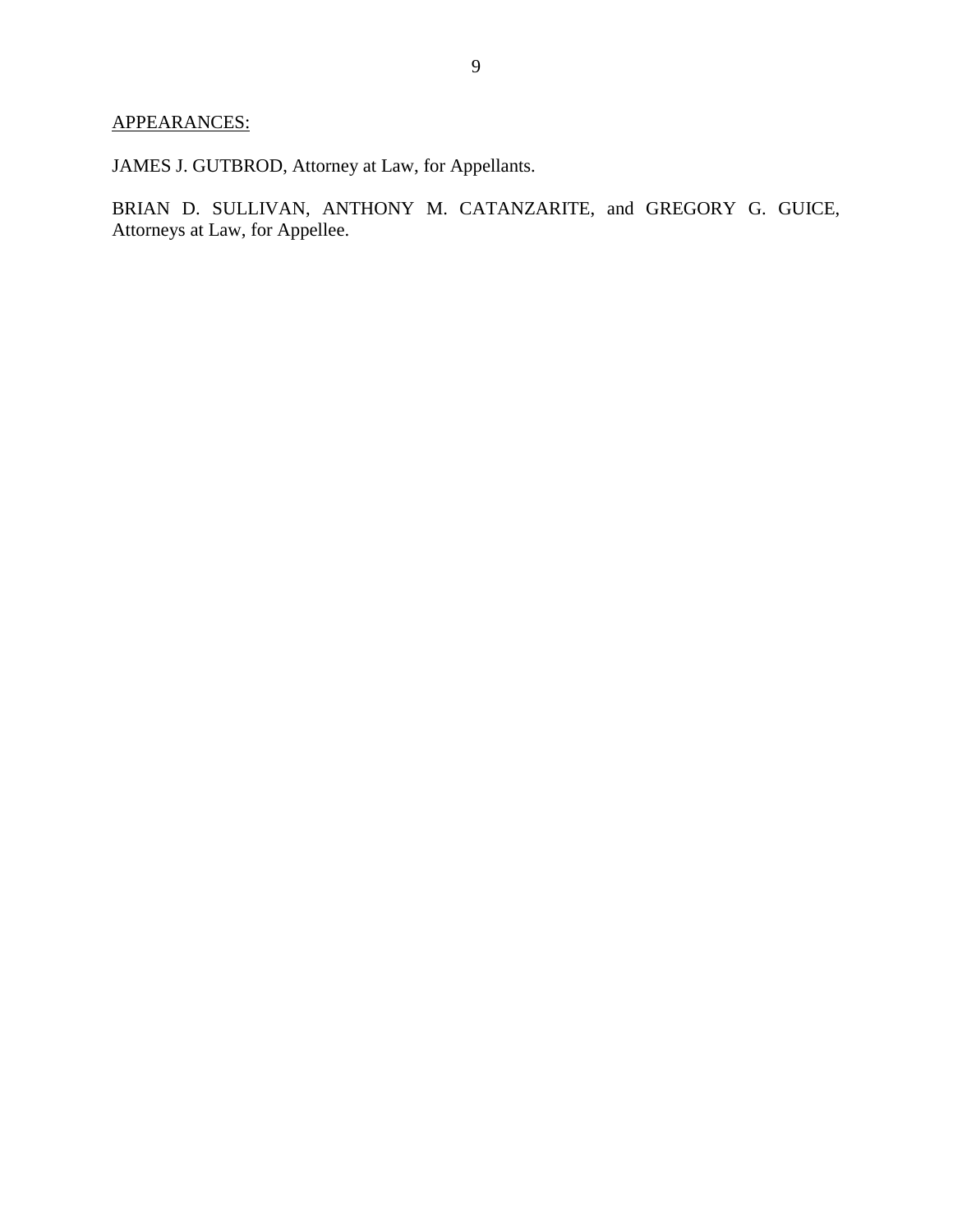APPEARANCES:

JAMES J. GUTBROD, Attorney at Law, for Appellants.

BRIAN D. SULLIVAN, ANTHONY M. CATANZARITE, and GREGORY G. GUICE, Attorneys at Law, for Appellee.